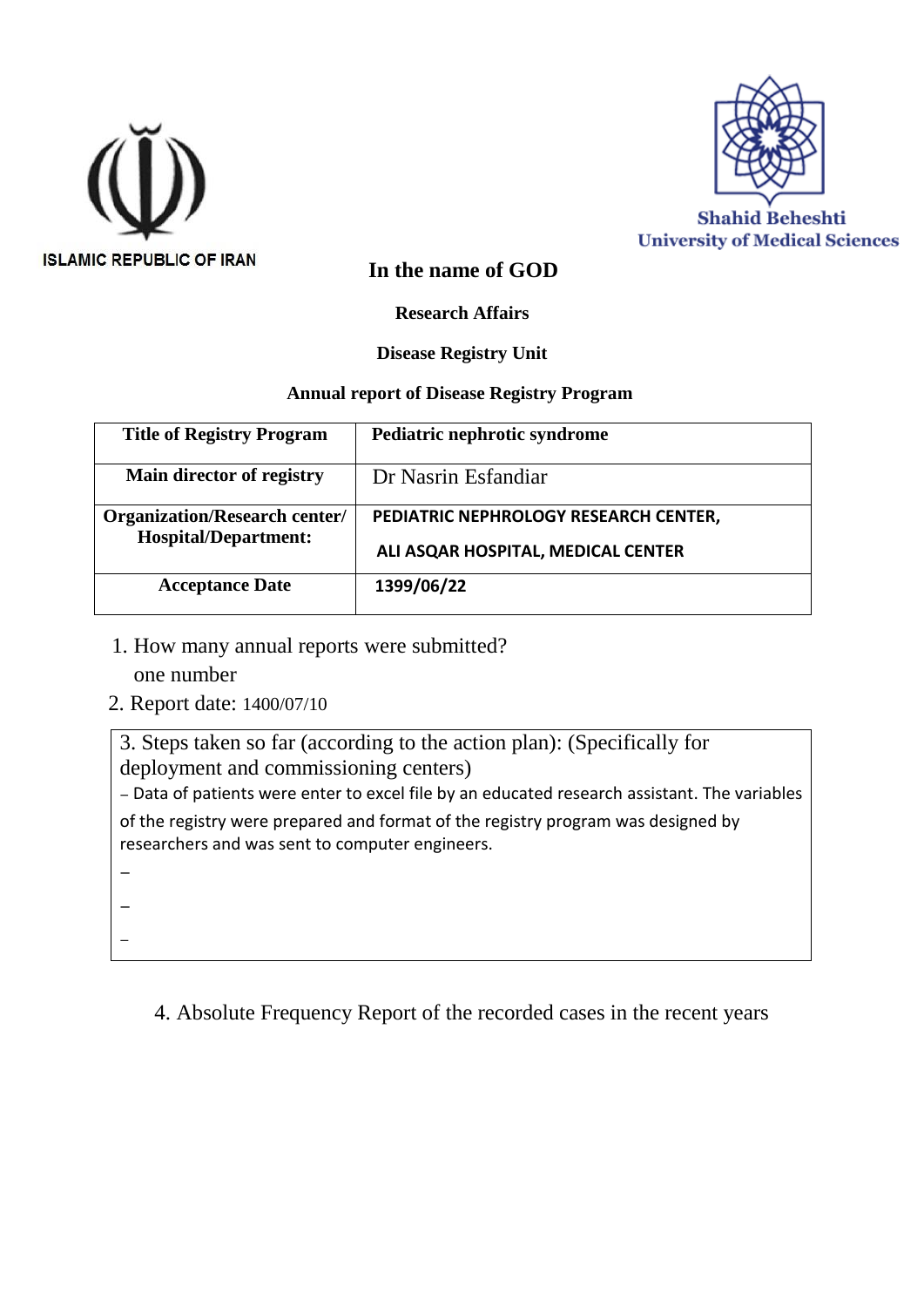ISLAMIC REPUBLIC OF IRAN

Shahid Beheshti University of Medical Sciences

# In the name of GOD

**Research Affairs**

**Disease Registry Unit**

**Annual report of Disease Registry Program**

| **Title of Registry Program** | **Pediatric nephrotic syndrome** |
|---|---|
| **Main director of registry** | Dr Nasrin Esfandiar |
| **Organization/Research center/ Hospital/Department:** | **PEDIATRIC NEPHROLOGY RESEARCH CENTER,**<br>**ALI ASQAR HOSPITAL, MEDICAL CENTER** |
| **Acceptance Date** | **1399/06/22** |

1. How many annual reports were submitted?
   one number
2. Report date: 1400/07/10

3. Steps taken so far (according to the action plan): (Specifically for deployment and commissioning centers)

– Data of patients were enter to excel file by an educated research assistant. The variables of the registry were prepared and format of the registry program was designed by researchers and was sent to computer engineers.

–

–

–

4. Absolute Frequency Report of the recorded cases in the recent years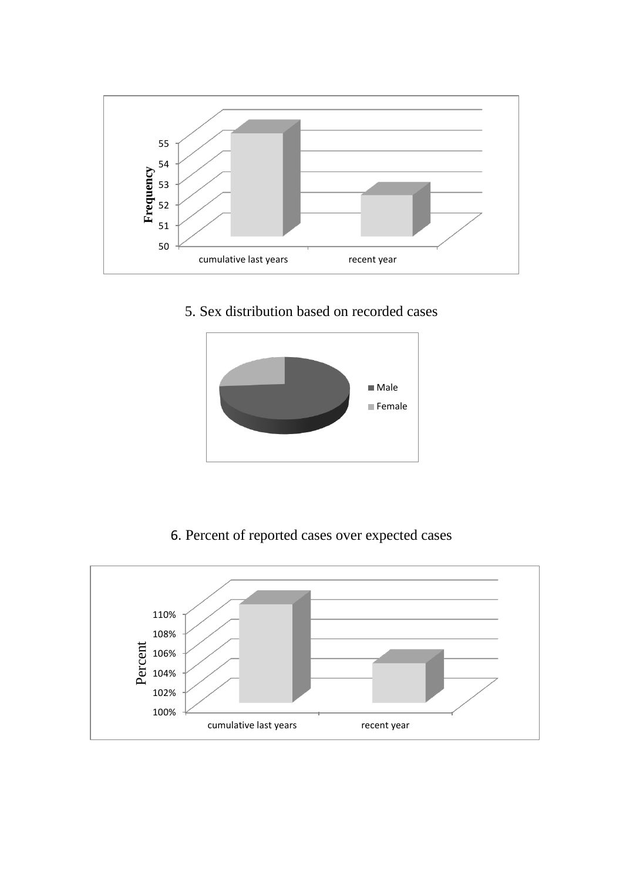5. Sex distribution based on recorded cases

6. Percent of reported cases over expected cases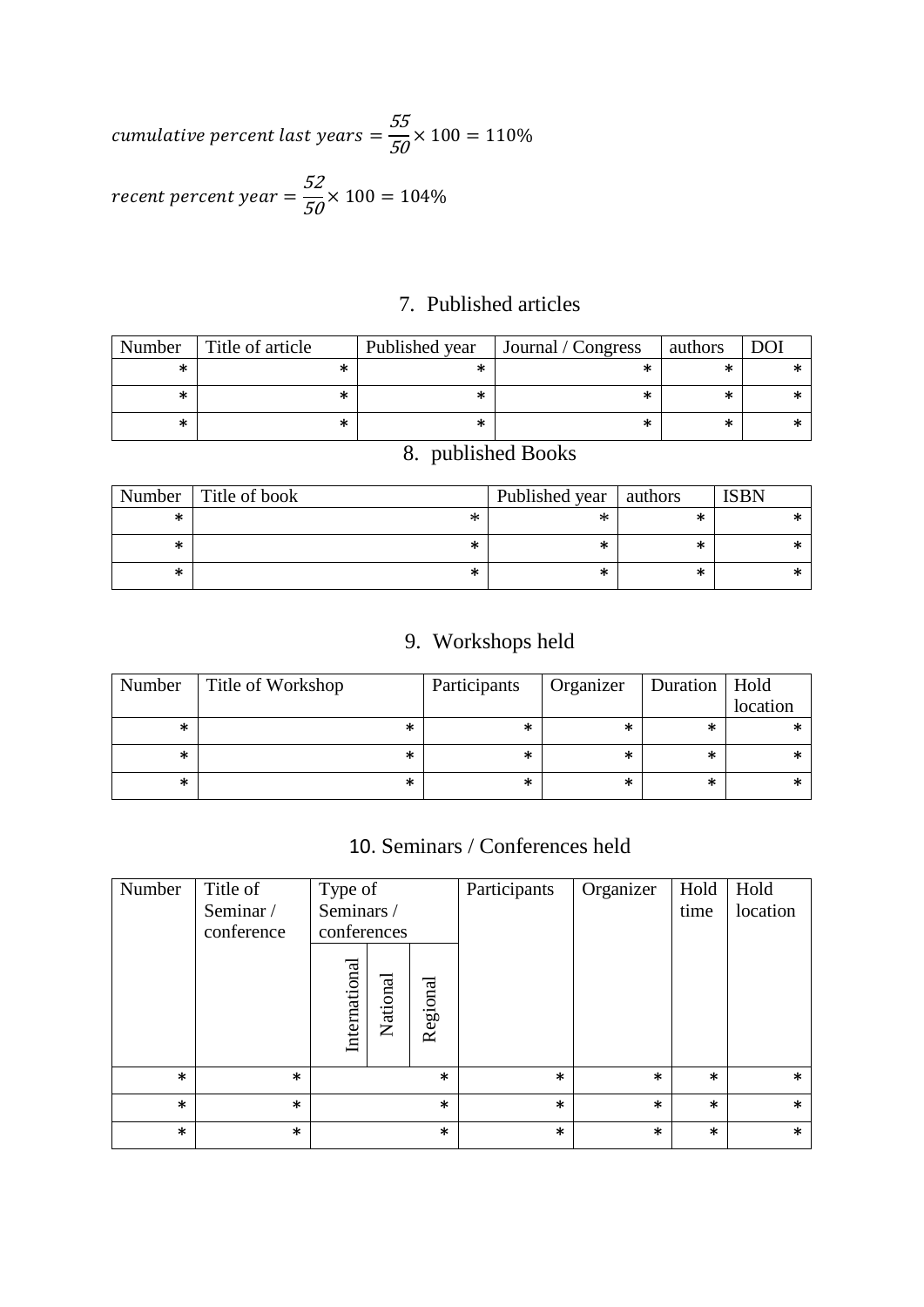$$cumulative\ percent\ last\ years = \frac{55}{50} \times 100 = 110\%$$

$$recent\ percent\ year = \frac{52}{50} \times 100 = 104\%$$

## 7. Published articles

| Number | Title of article | Published year | Journal / Congress | authors | DOI |
|---|---|---|---|---|---|
| * | * | * | * | * | * |
| * | * | * | * | * | * |
| * | * | * | * | * | * |

## 8. published Books

| Number | Title of book | Published year | authors | ISBN |
|---|---|---|---|---|
| * | * | * | * | * |
| * | * | * | * | * |
| * | * | * | * | * |

## 9. Workshops held

| Number | Title of Workshop | Participants | Organizer | Duration | Hold location |
|---|---|---|---|---|---|
| * | * | * | * | * | * |
| * | * | * | * | * | * |
| * | * | * | * | * | * |

## 10. Seminars / Conferences held

| Number | Title of Seminar / conference | Type of Seminars / conferences | | | Participants | Organizer | Hold time | Hold location |
|---|---|---|---|---|---|---|---|---|
| | | International | National | Regional | | | | |
| * | * | | | * | * | * | * | * |
| * | * | | | * | * | * | * | * |
| * | * | | | * | * | * | * | * |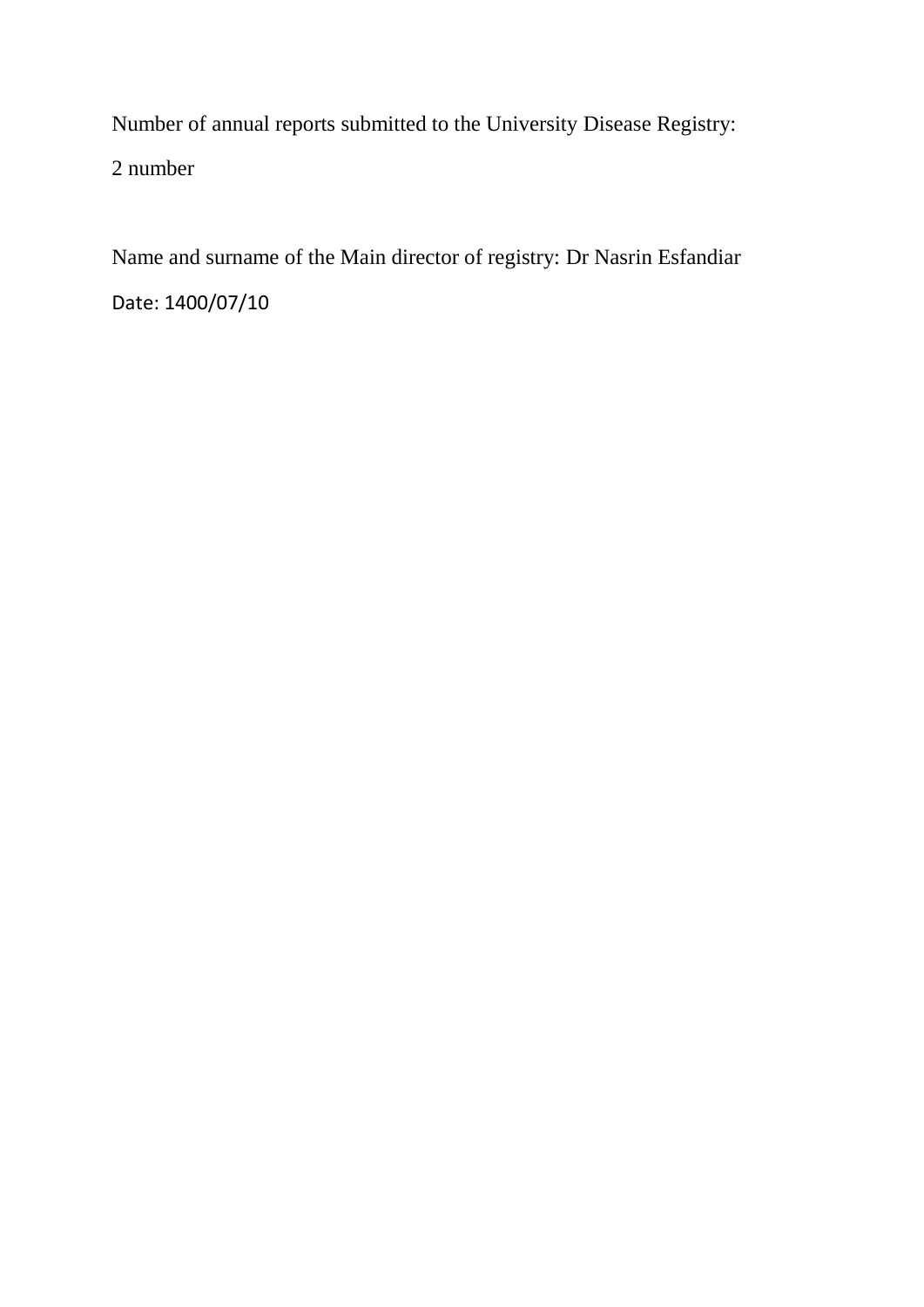Number of annual reports submitted to the University Disease Registry:

2 number

Name and surname of the Main director of registry: Dr Nasrin Esfandiar

Date: 1400/07/10